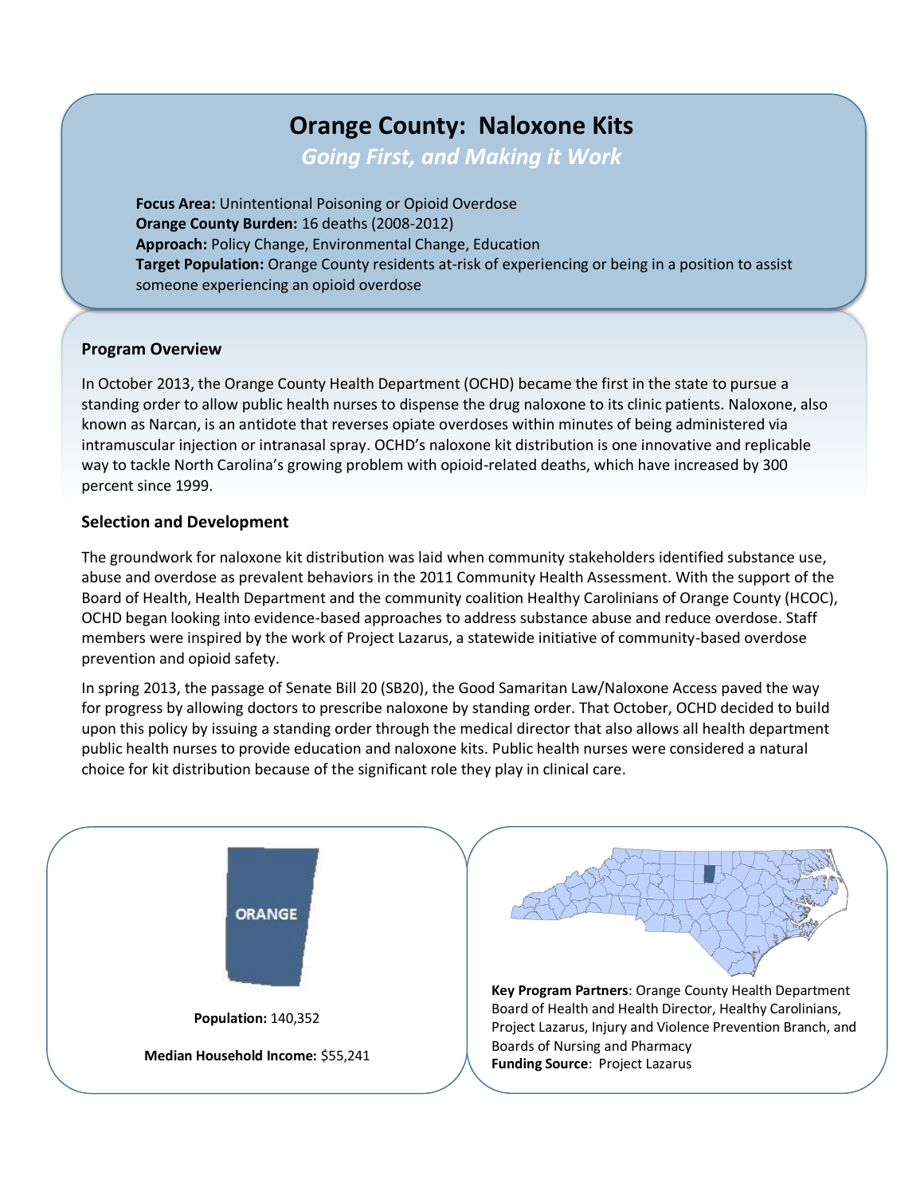# Orange County: Naloxone Kits

*Going First, and Making it Work*

**Focus Area:** Unintentional Poisoning or Opioid Overdose
**Orange County Burden:** 16 deaths (2008-2012)
**Approach:** Policy Change, Environmental Change, Education
**Target Population:** Orange County residents at-risk of experiencing or being in a position to assist someone experiencing an opioid overdose

## Program Overview

In October 2013, the Orange County Health Department (OCHD) became the first in the state to pursue a standing order to allow public health nurses to dispense the drug naloxone to its clinic patients. Naloxone, also known as Narcan, is an antidote that reverses opiate overdoses within minutes of being administered via intramuscular injection or intranasal spray. OCHD's naloxone kit distribution is one innovative and replicable way to tackle North Carolina's growing problem with opioid-related deaths, which have increased by 300 percent since 1999.

## Selection and Development

The groundwork for naloxone kit distribution was laid when community stakeholders identified substance use, abuse and overdose as prevalent behaviors in the 2011 Community Health Assessment. With the support of the Board of Health, Health Department and the community coalition Healthy Carolinians of Orange County (HCOC), OCHD began looking into evidence-based approaches to address substance abuse and reduce overdose. Staff members were inspired by the work of Project Lazarus, a statewide initiative of community-based overdose prevention and opioid safety.

In spring 2013, the passage of Senate Bill 20 (SB20), the Good Samaritan Law/Naloxone Access paved the way for progress by allowing doctors to prescribe naloxone by standing order. That October, OCHD decided to build upon this policy by issuing a standing order through the medical director that also allows all health department public health nurses to provide education and naloxone kits. Public health nurses were considered a natural choice for kit distribution because of the significant role they play in clinical care.

ORANGE

**Population:** 140,352

**Median Household Income:** $55,241

**Key Program Partners**: Orange County Health Department Board of Health and Health Director, Healthy Carolinians, Project Lazarus, Injury and Violence Prevention Branch, and Boards of Nursing and Pharmacy
**Funding Source**: Project Lazarus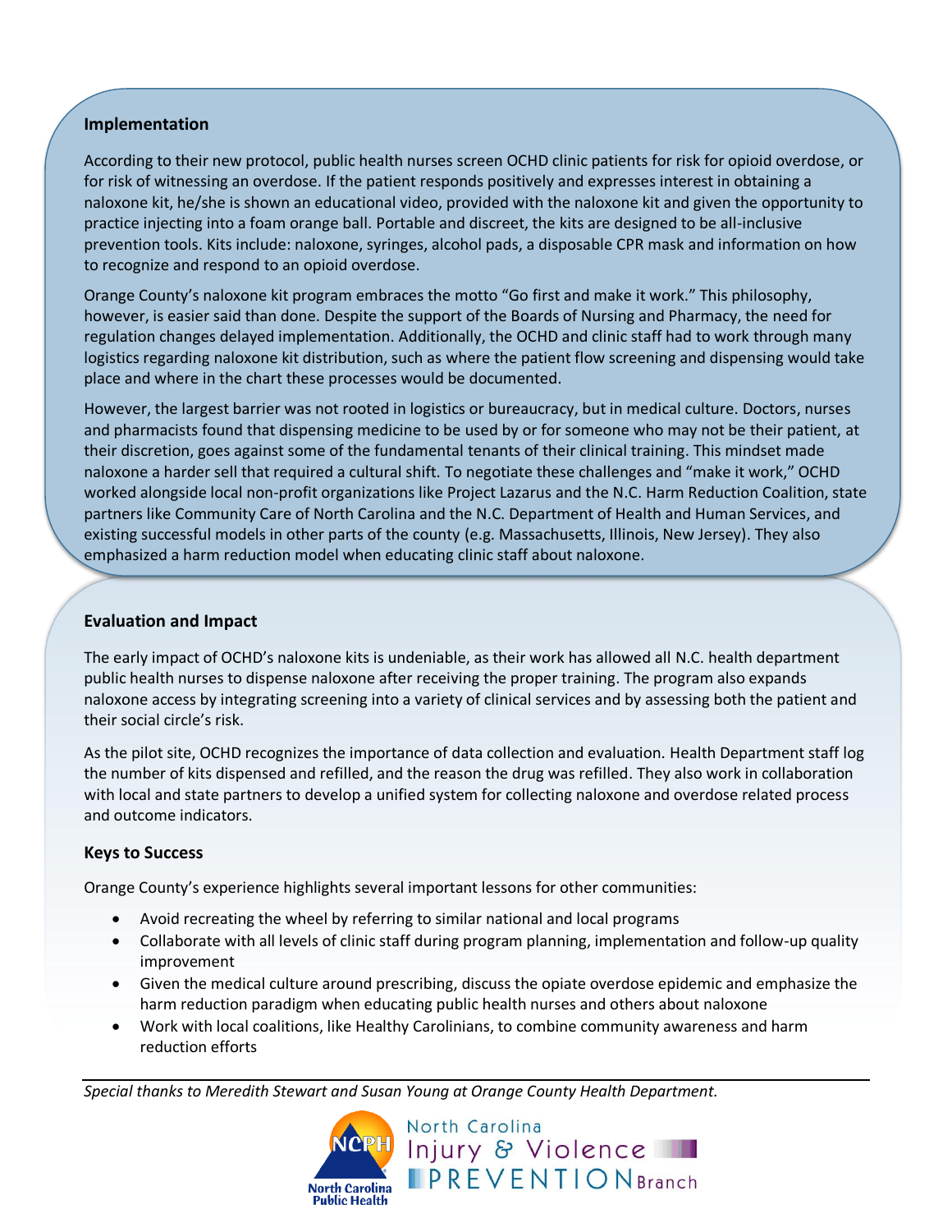## Implementation

According to their new protocol, public health nurses screen OCHD clinic patients for risk for opioid overdose, or for risk of witnessing an overdose. If the patient responds positively and expresses interest in obtaining a naloxone kit, he/she is shown an educational video, provided with the naloxone kit and given the opportunity to practice injecting into a foam orange ball. Portable and discreet, the kits are designed to be all-inclusive prevention tools. Kits include: naloxone, syringes, alcohol pads, a disposable CPR mask and information on how to recognize and respond to an opioid overdose.

Orange County's naloxone kit program embraces the motto "Go first and make it work." This philosophy, however, is easier said than done. Despite the support of the Boards of Nursing and Pharmacy, the need for regulation changes delayed implementation. Additionally, the OCHD and clinic staff had to work through many logistics regarding naloxone kit distribution, such as where the patient flow screening and dispensing would take place and where in the chart these processes would be documented.

However, the largest barrier was not rooted in logistics or bureaucracy, but in medical culture. Doctors, nurses and pharmacists found that dispensing medicine to be used by or for someone who may not be their patient, at their discretion, goes against some of the fundamental tenants of their clinical training. This mindset made naloxone a harder sell that required a cultural shift. To negotiate these challenges and "make it work," OCHD worked alongside local non-profit organizations like Project Lazarus and the N.C. Harm Reduction Coalition, state partners like Community Care of North Carolina and the N.C. Department of Health and Human Services, and existing successful models in other parts of the county (e.g. Massachusetts, Illinois, New Jersey). They also emphasized a harm reduction model when educating clinic staff about naloxone.

## Evaluation and Impact

The early impact of OCHD's naloxone kits is undeniable, as their work has allowed all N.C. health department public health nurses to dispense naloxone after receiving the proper training. The program also expands naloxone access by integrating screening into a variety of clinical services and by assessing both the patient and their social circle's risk.

As the pilot site, OCHD recognizes the importance of data collection and evaluation. Health Department staff log the number of kits dispensed and refilled, and the reason the drug was refilled. They also work in collaboration with local and state partners to develop a unified system for collecting naloxone and overdose related process and outcome indicators.

## Keys to Success

Orange County's experience highlights several important lessons for other communities:

- Avoid recreating the wheel by referring to similar national and local programs
- Collaborate with all levels of clinic staff during program planning, implementation and follow-up quality improvement
- Given the medical culture around prescribing, discuss the opiate overdose epidemic and emphasize the harm reduction paradigm when educating public health nurses and others about naloxone
- Work with local coalitions, like Healthy Carolinians, to combine community awareness and harm reduction efforts

*Special thanks to Meredith Stewart and Susan Young at Orange County Health Department.*

North Carolina Public Health

North Carolina Injury & Violence PREVENTION Branch